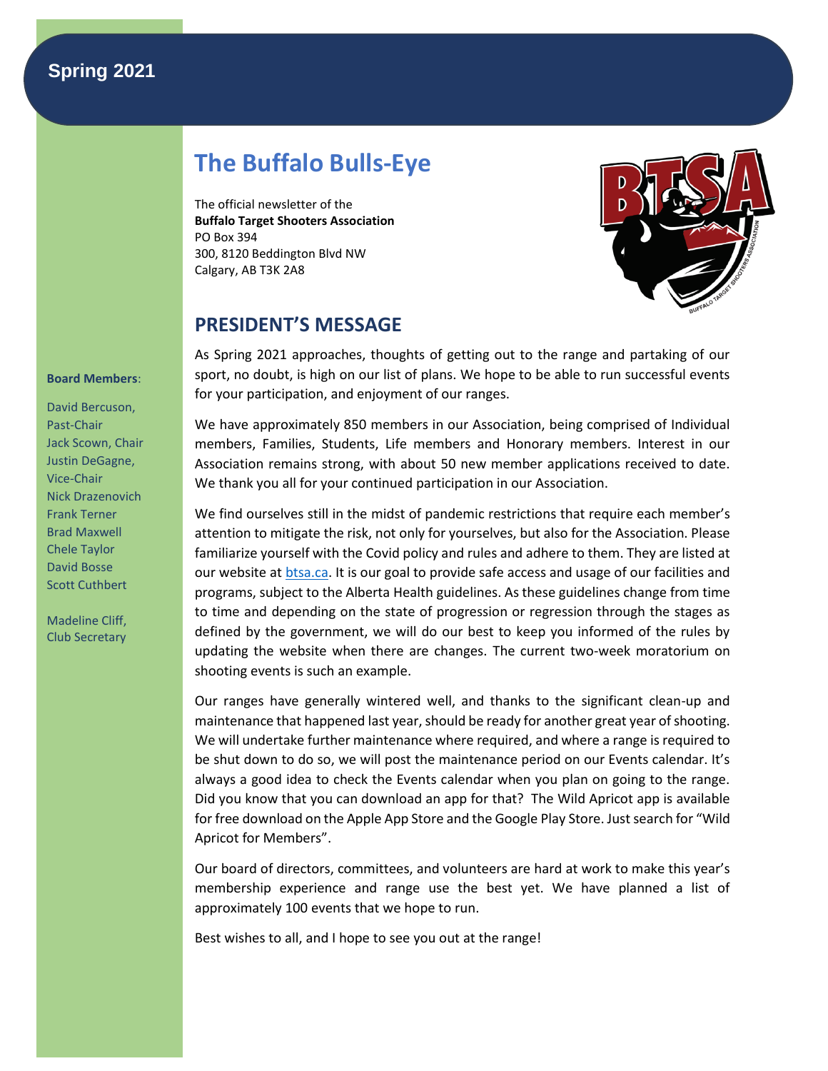Spring 2021

# The Buffalo Bulls-Eye

The official newsletter of the
**Buffalo Target Shooters Association**
PO Box 394
300, 8120 Beddington Blvd NW
Calgary, AB T3K 2A8

**Board Members**:

David Bercuson, Past-Chair
Jack Scown, Chair
Justin DeGagne, Vice-Chair
Nick Drazenovich
Frank Terner
Brad Maxwell
Chele Taylor
David Bosse
Scott Cuthbert

Madeline Cliff, Club Secretary

## PRESIDENT'S MESSAGE

As Spring 2021 approaches, thoughts of getting out to the range and partaking of our sport, no doubt, is high on our list of plans. We hope to be able to run successful events for your participation, and enjoyment of our ranges.

We have approximately 850 members in our Association, being comprised of Individual members, Families, Students, Life members and Honorary members. Interest in our Association remains strong, with about 50 new member applications received to date. We thank you all for your continued participation in our Association.

We find ourselves still in the midst of pandemic restrictions that require each member's attention to mitigate the risk, not only for yourselves, but also for the Association. Please familiarize yourself with the Covid policy and rules and adhere to them. They are listed at our website at btsa.ca. It is our goal to provide safe access and usage of our facilities and programs, subject to the Alberta Health guidelines. As these guidelines change from time to time and depending on the state of progression or regression through the stages as defined by the government, we will do our best to keep you informed of the rules by updating the website when there are changes. The current two-week moratorium on shooting events is such an example.

Our ranges have generally wintered well, and thanks to the significant clean-up and maintenance that happened last year, should be ready for another great year of shooting. We will undertake further maintenance where required, and where a range is required to be shut down to do so, we will post the maintenance period on our Events calendar. It's always a good idea to check the Events calendar when you plan on going to the range. Did you know that you can download an app for that? The Wild Apricot app is available for free download on the Apple App Store and the Google Play Store. Just search for "Wild Apricot for Members".

Our board of directors, committees, and volunteers are hard at work to make this year's membership experience and range use the best yet. We have planned a list of approximately 100 events that we hope to run.

Best wishes to all, and I hope to see you out at the range!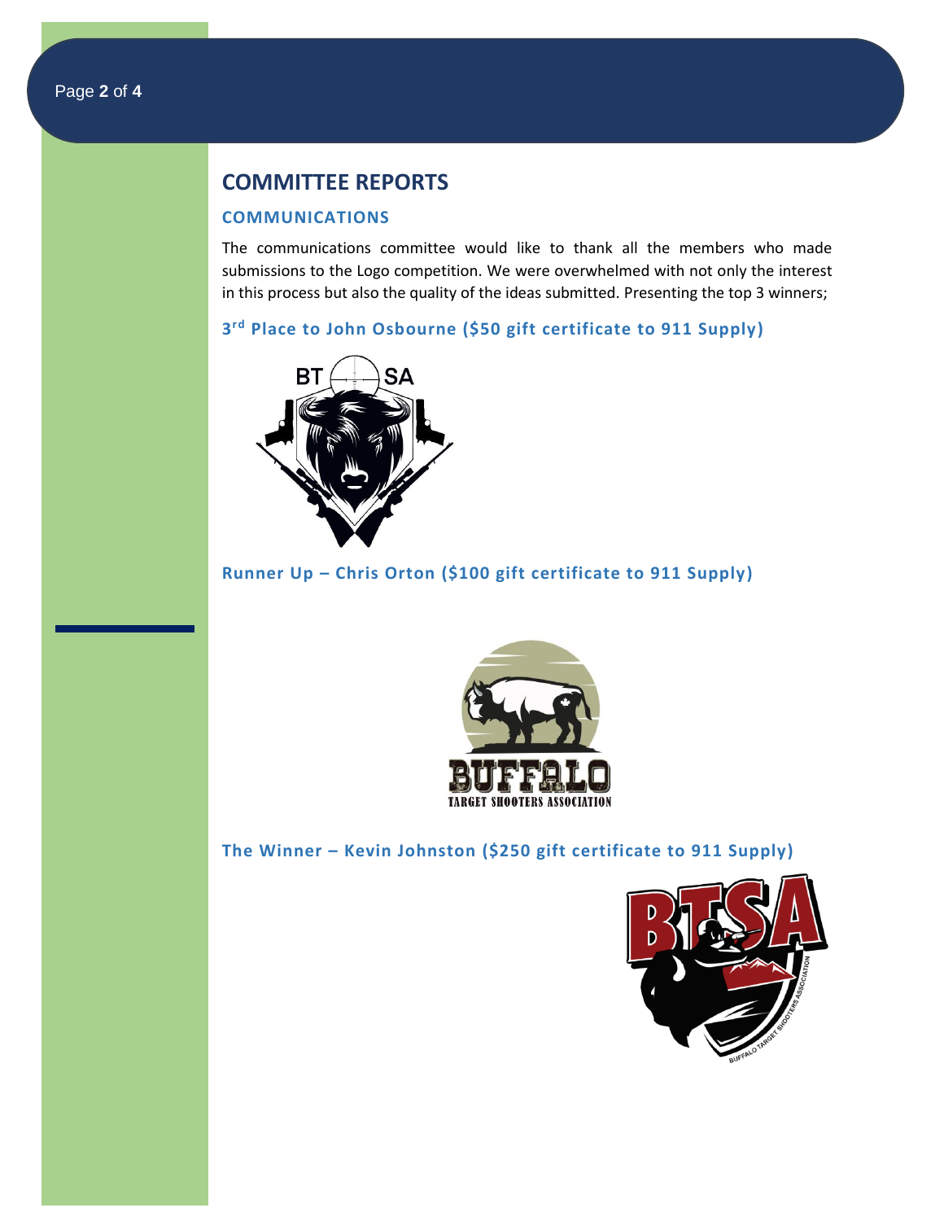# COMMITTEE REPORTS

## COMMUNICATIONS

The communications committee would like to thank all the members who made submissions to the Logo competition. We were overwhelmed with not only the interest in this process but also the quality of the ideas submitted. Presenting the top 3 winners;

### 3rd Place to John Osbourne ($50 gift certificate to 911 Supply)

### Runner Up – Chris Orton ($100 gift certificate to 911 Supply)

### The Winner – Kevin Johnston ($250 gift certificate to 911 Supply)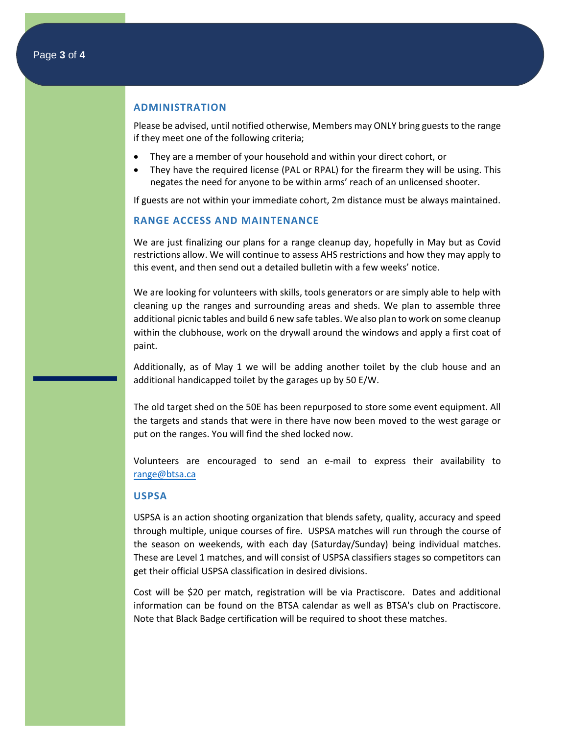## ADMINISTRATION

Please be advised, until notified otherwise, Members may ONLY bring guests to the range if they meet one of the following criteria;

- They are a member of your household and within your direct cohort, or
- They have the required license (PAL or RPAL) for the firearm they will be using. This negates the need for anyone to be within arms' reach of an unlicensed shooter.

If guests are not within your immediate cohort, 2m distance must be always maintained.

## RANGE ACCESS AND MAINTENANCE

We are just finalizing our plans for a range cleanup day, hopefully in May but as Covid restrictions allow. We will continue to assess AHS restrictions and how they may apply to this event, and then send out a detailed bulletin with a few weeks' notice.

We are looking for volunteers with skills, tools generators or are simply able to help with cleaning up the ranges and surrounding areas and sheds. We plan to assemble three additional picnic tables and build 6 new safe tables. We also plan to work on some cleanup within the clubhouse, work on the drywall around the windows and apply a first coat of paint.

Additionally, as of May 1 we will be adding another toilet by the club house and an additional handicapped toilet by the garages up by 50 E/W.

The old target shed on the 50E has been repurposed to store some event equipment. All the targets and stands that were in there have now been moved to the west garage or put on the ranges. You will find the shed locked now.

Volunteers are encouraged to send an e-mail to express their availability to range@btsa.ca

## USPSA

USPSA is an action shooting organization that blends safety, quality, accuracy and speed through multiple, unique courses of fire. USPSA matches will run through the course of the season on weekends, with each day (Saturday/Sunday) being individual matches. These are Level 1 matches, and will consist of USPSA classifiers stages so competitors can get their official USPSA classification in desired divisions.

Cost will be $20 per match, registration will be via Practiscore. Dates and additional information can be found on the BTSA calendar as well as BTSA's club on Practiscore. Note that Black Badge certification will be required to shoot these matches.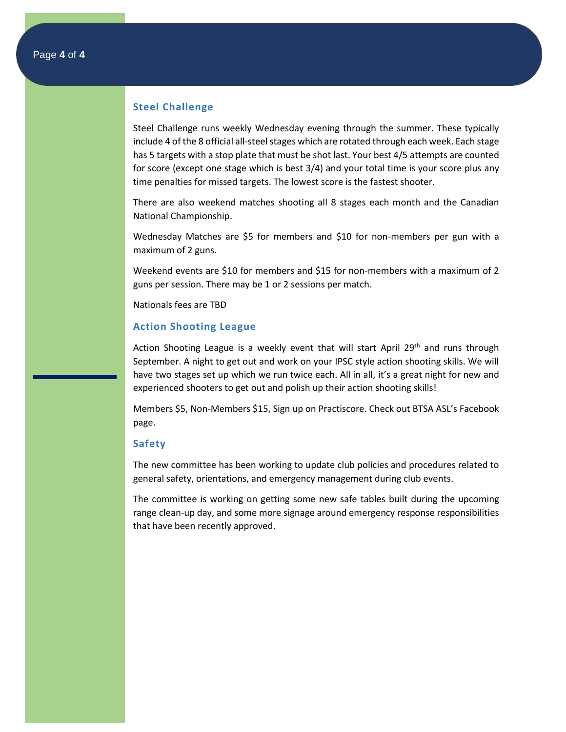## Steel Challenge

Steel Challenge runs weekly Wednesday evening through the summer. These typically include 4 of the 8 official all-steel stages which are rotated through each week. Each stage has 5 targets with a stop plate that must be shot last. Your best 4/5 attempts are counted for score (except one stage which is best 3/4) and your total time is your score plus any time penalties for missed targets. The lowest score is the fastest shooter.

There are also weekend matches shooting all 8 stages each month and the Canadian National Championship.

Wednesday Matches are $5 for members and $10 for non-members per gun with a maximum of 2 guns.

Weekend events are $10 for members and $15 for non-members with a maximum of 2 guns per session. There may be 1 or 2 sessions per match.

Nationals fees are TBD

## Action Shooting League

Action Shooting League is a weekly event that will start April 29th and runs through September. A night to get out and work on your IPSC style action shooting skills. We will have two stages set up which we run twice each. All in all, it's a great night for new and experienced shooters to get out and polish up their action shooting skills!

Members $5, Non-Members $15, Sign up on Practiscore. Check out BTSA ASL's Facebook page.

## Safety

The new committee has been working to update club policies and procedures related to general safety, orientations, and emergency management during club events.

The committee is working on getting some new safe tables built during the upcoming range clean-up day, and some more signage around emergency response responsibilities that have been recently approved.